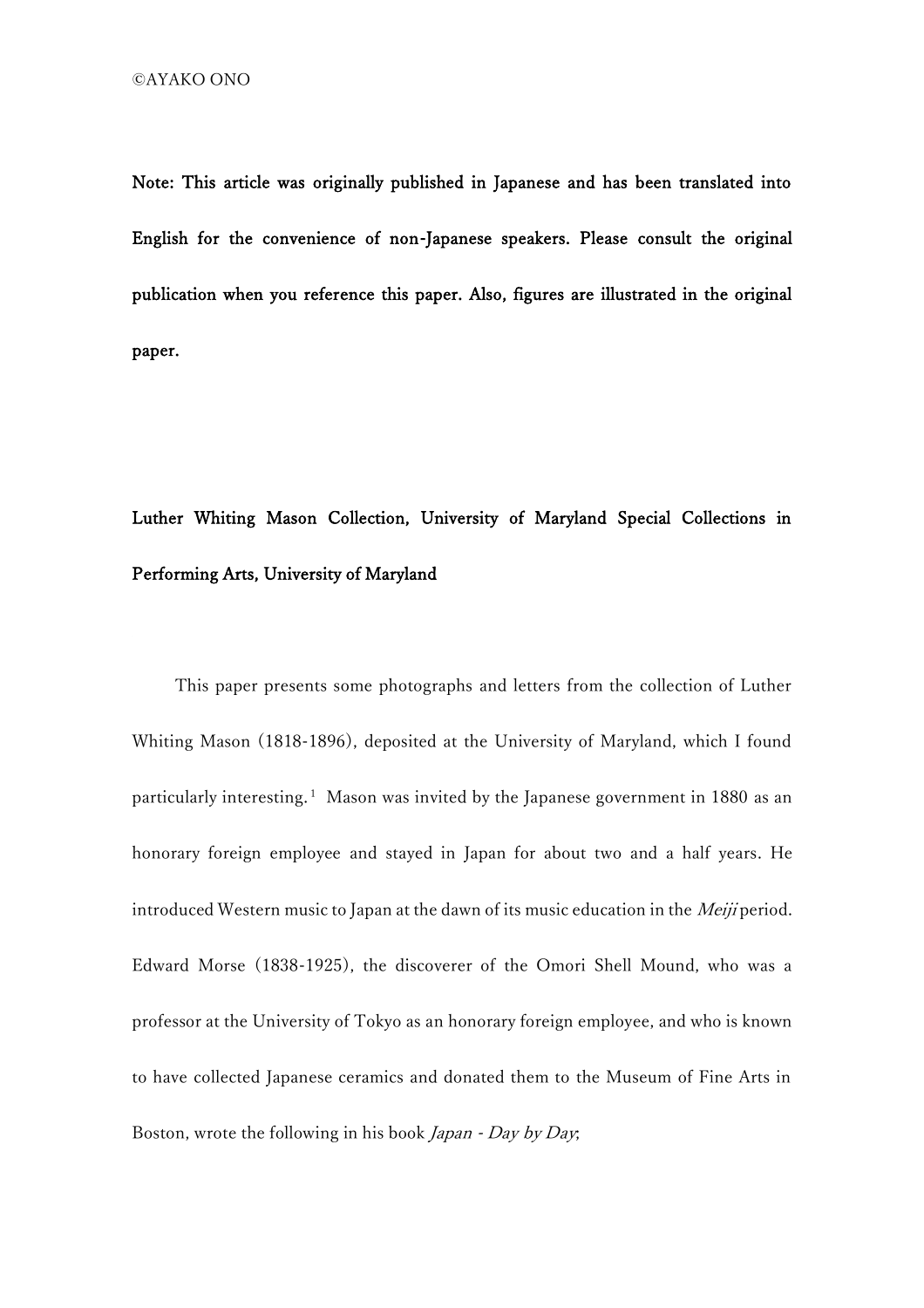©AYAKO ONO

**Note: This article was originally published in Japanese and has been translated into English for the convenience of non-Japanese speakers. Please consult the original publication when you reference this paper. Also, figures are illustrated in the original paper.**

## Luther Whiting Mason Collection, University of Maryland Special Collections in Performing Arts, University of Maryland

This paper presents some photographs and letters from the collection of Luther Whiting Mason (1818-1896), deposited at the University of Maryland, which I found particularly interesting.[1] Mason was invited by the Japanese government in 1880 as an honorary foreign employee and stayed in Japan for about two and a half years. He introduced Western music to Japan at the dawn of its music education in the *Meiji* period. Edward Morse (1838-1925), the discoverer of the Omori Shell Mound, who was a professor at the University of Tokyo as an honorary foreign employee, and who is known to have collected Japanese ceramics and donated them to the Museum of Fine Arts in Boston, wrote the following in his book *Japan - Day by Day*;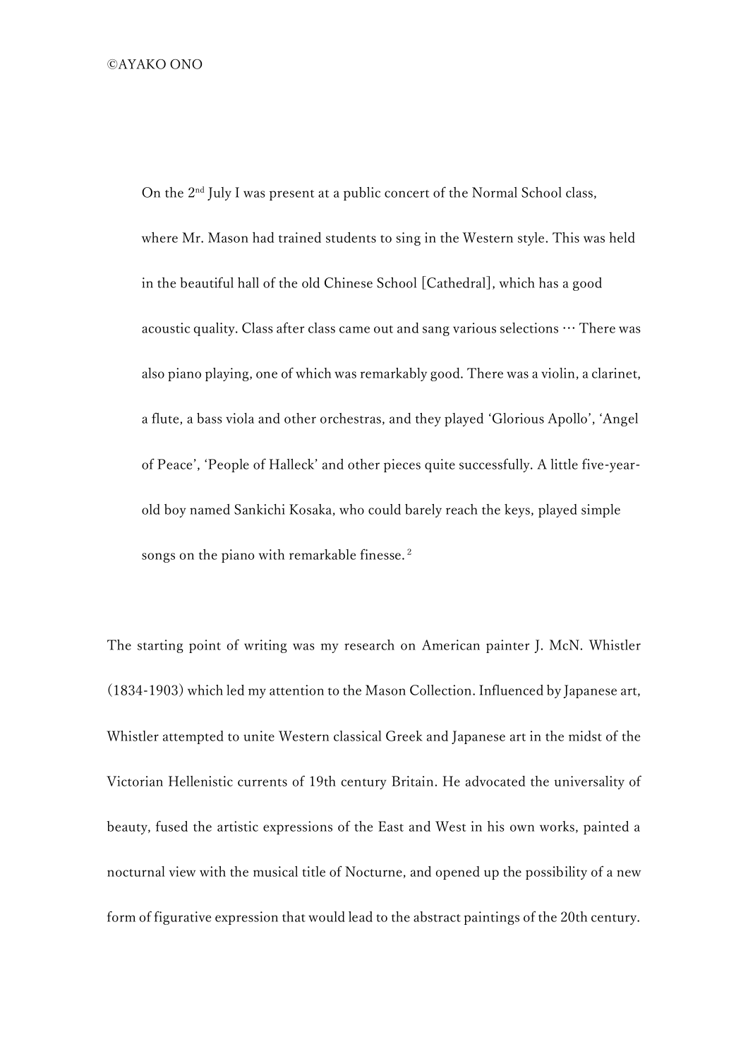> On the 2nd July I was present at a public concert of the Normal School class, where Mr. Mason had trained students to sing in the Western style. This was held in the beautiful hall of the old Chinese School [Cathedral], which has a good acoustic quality. Class after class came out and sang various selections … There was also piano playing, one of which was remarkably good. There was a violin, a clarinet, a flute, a bass viola and other orchestras, and they played 'Glorious Apollo', 'Angel of Peace', 'People of Halleck' and other pieces quite successfully. A little five-year-old boy named Sankichi Kosaka, who could barely reach the keys, played simple songs on the piano with remarkable finesse. [2]

The starting point of writing was my research on American painter J. McN. Whistler (1834-1903) which led my attention to the Mason Collection. Influenced by Japanese art, Whistler attempted to unite Western classical Greek and Japanese art in the midst of the Victorian Hellenistic currents of 19th century Britain. He advocated the universality of beauty, fused the artistic expressions of the East and West in his own works, painted a nocturnal view with the musical title of Nocturne, and opened up the possibility of a new form of figurative expression that would lead to the abstract paintings of the 20th century.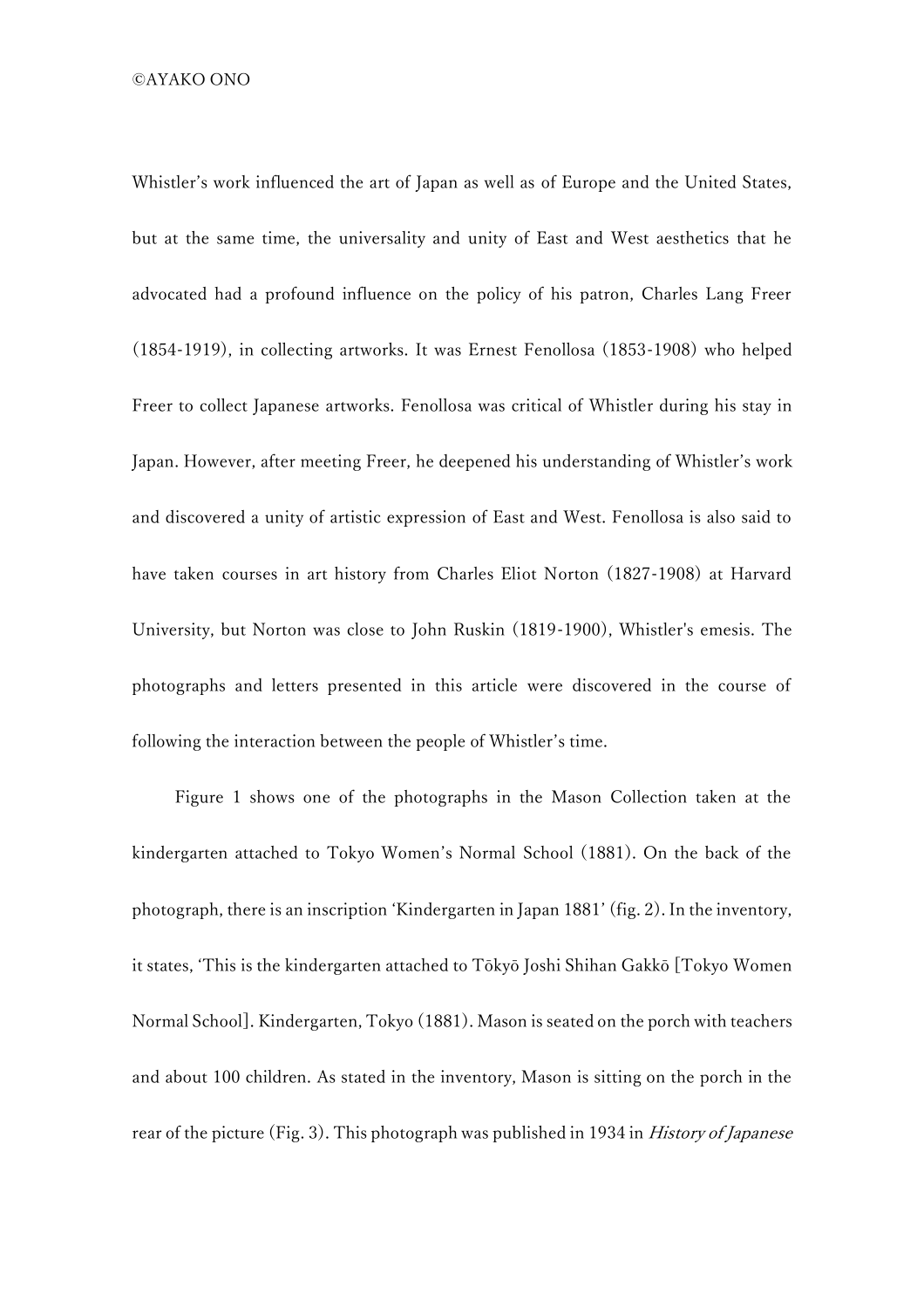Whistler's work influenced the art of Japan as well as of Europe and the United States, but at the same time, the universality and unity of East and West aesthetics that he advocated had a profound influence on the policy of his patron, Charles Lang Freer (1854-1919), in collecting artworks. It was Ernest Fenollosa (1853-1908) who helped Freer to collect Japanese artworks. Fenollosa was critical of Whistler during his stay in Japan. However, after meeting Freer, he deepened his understanding of Whistler's work and discovered a unity of artistic expression of East and West. Fenollosa is also said to have taken courses in art history from Charles Eliot Norton (1827-1908) at Harvard University, but Norton was close to John Ruskin (1819-1900), Whistler's emesis. The photographs and letters presented in this article were discovered in the course of following the interaction between the people of Whistler's time.

Figure 1 shows one of the photographs in the Mason Collection taken at the kindergarten attached to Tokyo Women's Normal School (1881). On the back of the photograph, there is an inscription 'Kindergarten in Japan 1881' (fig. 2). In the inventory, it states, 'This is the kindergarten attached to Tōkyō Joshi Shihan Gakkō [Tokyo Women Normal School]. Kindergarten, Tokyo (1881). Mason is seated on the porch with teachers and about 100 children. As stated in the inventory, Mason is sitting on the porch in the rear of the picture (Fig. 3). This photograph was published in 1934 in *History of Japanese*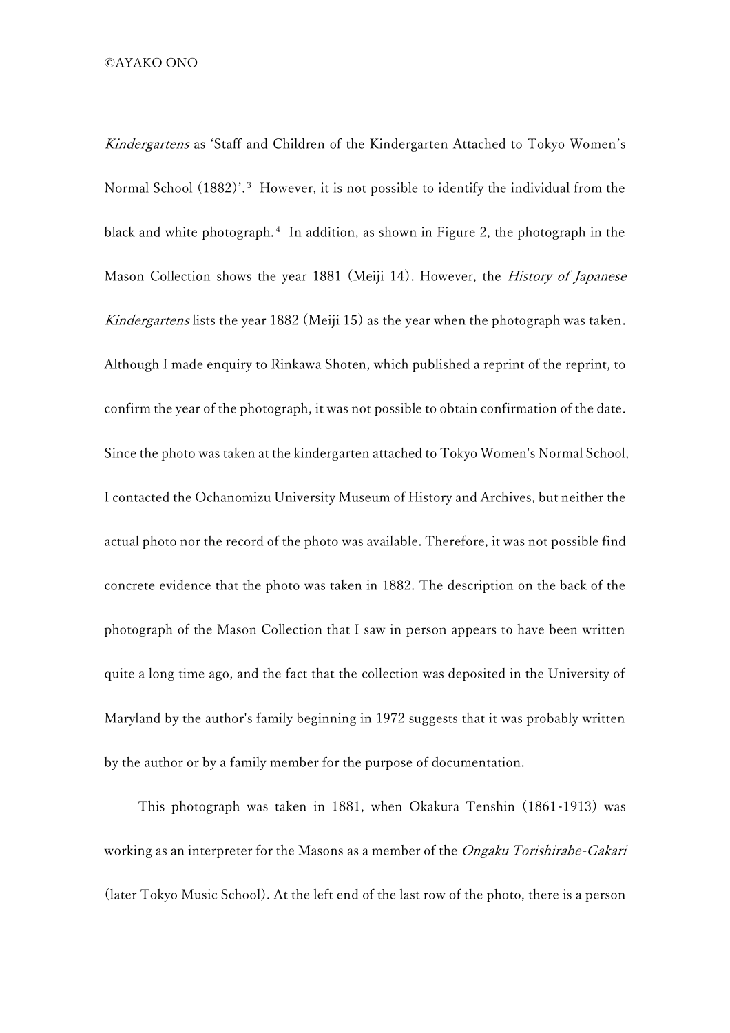*Kindergartens* as 'Staff and Children of the Kindergarten Attached to Tokyo Women's Normal School (1882)'.[3] However, it is not possible to identify the individual from the black and white photograph.[4] In addition, as shown in Figure 2, the photograph in the Mason Collection shows the year 1881 (Meiji 14). However, the *History of Japanese Kindergartens* lists the year 1882 (Meiji 15) as the year when the photograph was taken. Although I made enquiry to Rinkawa Shoten, which published a reprint of the reprint, to confirm the year of the photograph, it was not possible to obtain confirmation of the date. Since the photo was taken at the kindergarten attached to Tokyo Women's Normal School, I contacted the Ochanomizu University Museum of History and Archives, but neither the actual photo nor the record of the photo was available. Therefore, it was not possible find concrete evidence that the photo was taken in 1882. The description on the back of the photograph of the Mason Collection that I saw in person appears to have been written quite a long time ago, and the fact that the collection was deposited in the University of Maryland by the author's family beginning in 1972 suggests that it was probably written by the author or by a family member for the purpose of documentation.

This photograph was taken in 1881, when Okakura Tenshin (1861-1913) was working as an interpreter for the Masons as a member of the *Ongaku Torishirabe-Gakari* (later Tokyo Music School). At the left end of the last row of the photo, there is a person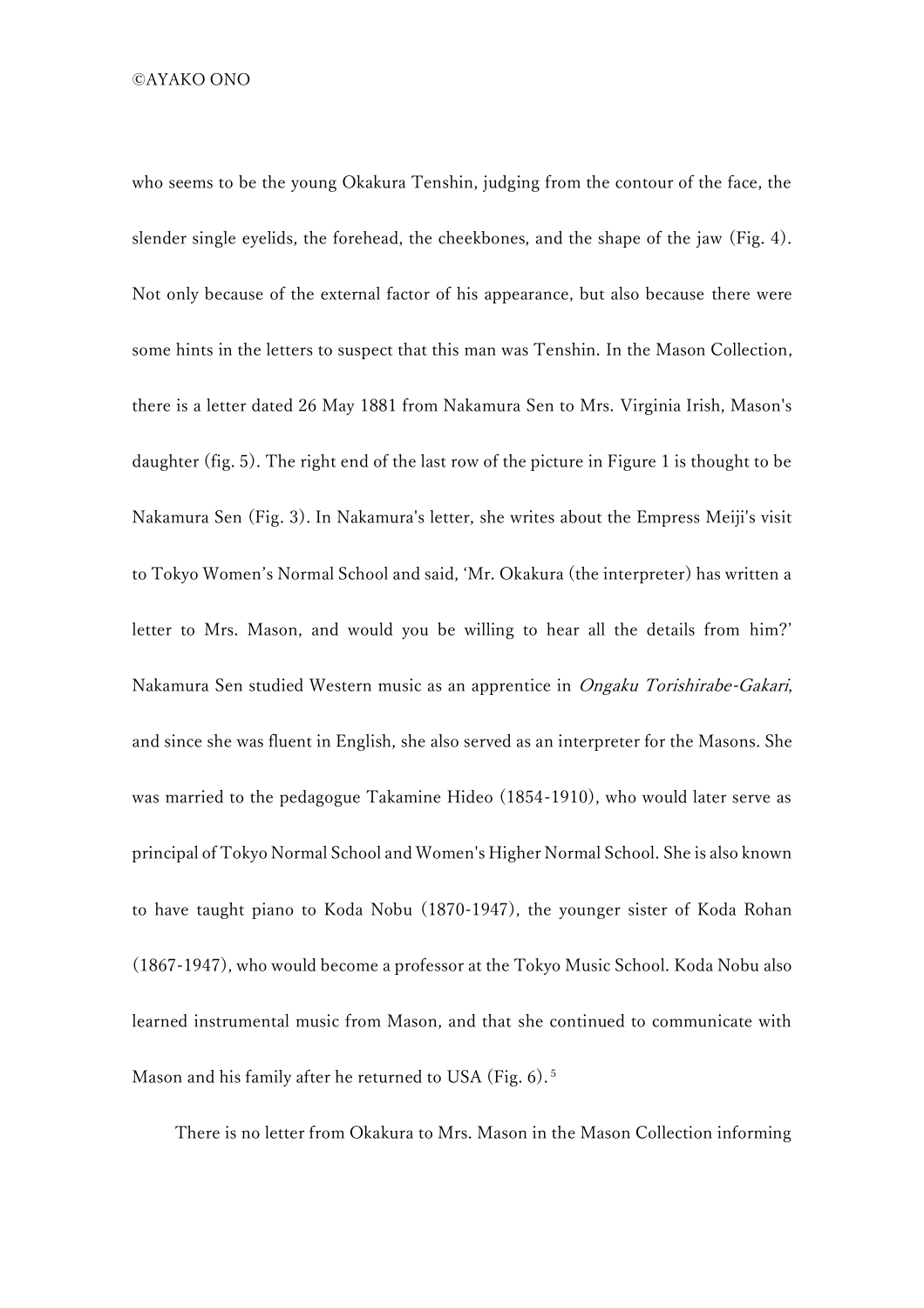who seems to be the young Okakura Tenshin, judging from the contour of the face, the slender single eyelids, the forehead, the cheekbones, and the shape of the jaw (Fig. 4). Not only because of the external factor of his appearance, but also because there were some hints in the letters to suspect that this man was Tenshin. In the Mason Collection, there is a letter dated 26 May 1881 from Nakamura Sen to Mrs. Virginia Irish, Mason's daughter (fig. 5). The right end of the last row of the picture in Figure 1 is thought to be Nakamura Sen (Fig. 3). In Nakamura's letter, she writes about the Empress Meiji's visit to Tokyo Women's Normal School and said, 'Mr. Okakura (the interpreter) has written a letter to Mrs. Mason, and would you be willing to hear all the details from him?' Nakamura Sen studied Western music as an apprentice in *Ongaku Torishirabe-Gakari*, and since she was fluent in English, she also served as an interpreter for the Masons. She was married to the pedagogue Takamine Hideo (1854-1910), who would later serve as principal of Tokyo Normal School and Women's Higher Normal School. She is also known to have taught piano to Koda Nobu (1870-1947), the younger sister of Koda Rohan (1867-1947), who would become a professor at the Tokyo Music School. Koda Nobu also learned instrumental music from Mason, and that she continued to communicate with Mason and his family after he returned to USA (Fig. 6).[5]

There is no letter from Okakura to Mrs. Mason in the Mason Collection informing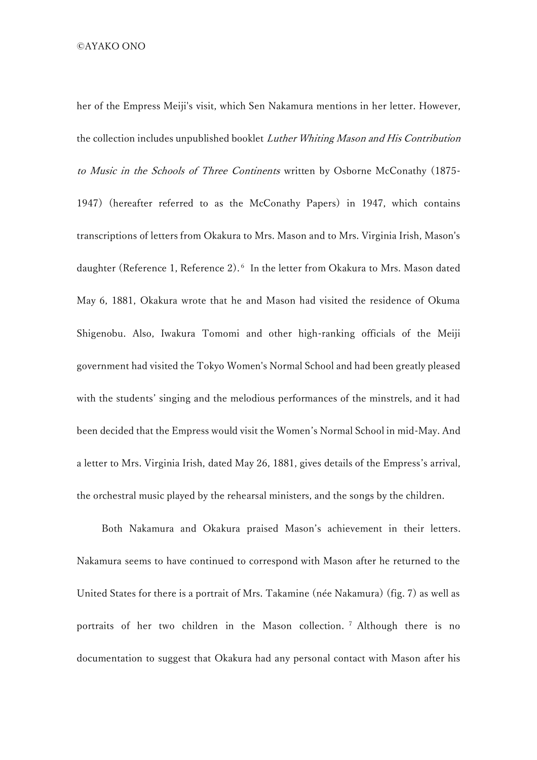her of the Empress Meiji's visit, which Sen Nakamura mentions in her letter. However, the collection includes unpublished booklet *Luther Whiting Mason and His Contribution to Music in the Schools of Three Continents* written by Osborne McConathy (1875-1947) (hereafter referred to as the McConathy Papers) in 1947, which contains transcriptions of letters from Okakura to Mrs. Mason and to Mrs. Virginia Irish, Mason's daughter (Reference 1, Reference 2).[6] In the letter from Okakura to Mrs. Mason dated May 6, 1881, Okakura wrote that he and Mason had visited the residence of Okuma Shigenobu. Also, Iwakura Tomomi and other high-ranking officials of the Meiji government had visited the Tokyo Women's Normal School and had been greatly pleased with the students' singing and the melodious performances of the minstrels, and it had been decided that the Empress would visit the Women's Normal School in mid-May. And a letter to Mrs. Virginia Irish, dated May 26, 1881, gives details of the Empress's arrival, the orchestral music played by the rehearsal ministers, and the songs by the children.

Both Nakamura and Okakura praised Mason's achievement in their letters. Nakamura seems to have continued to correspond with Mason after he returned to the United States for there is a portrait of Mrs. Takamine (née Nakamura) (fig. 7) as well as portraits of her two children in the Mason collection.[7] Although there is no documentation to suggest that Okakura had any personal contact with Mason after his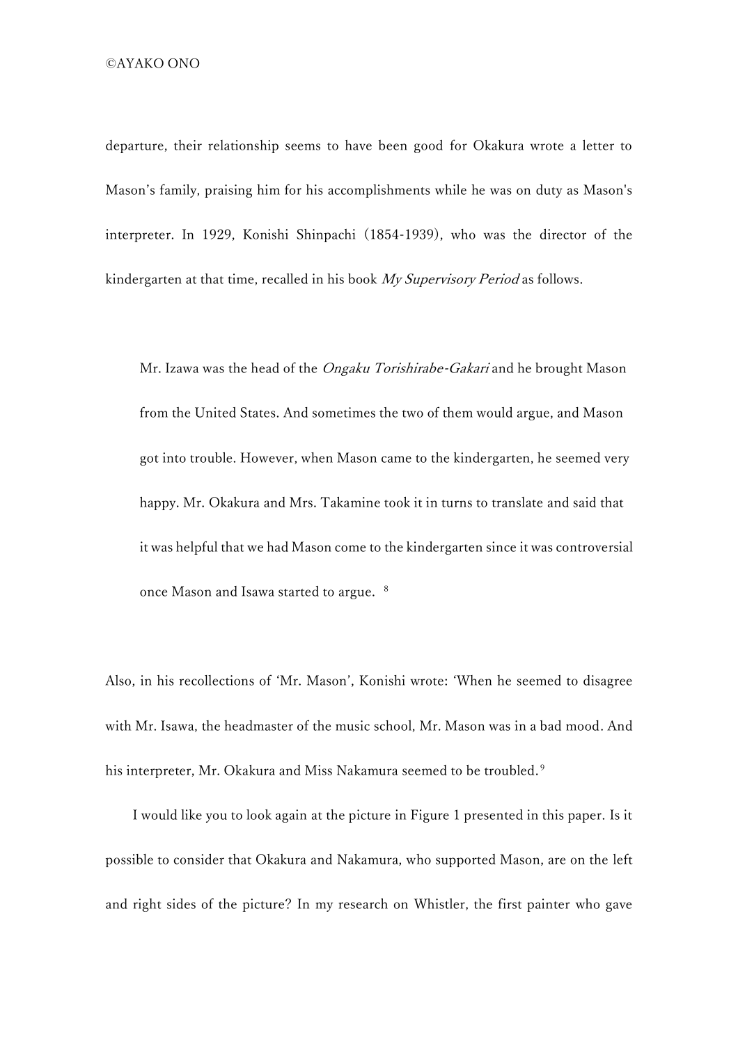departure, their relationship seems to have been good for Okakura wrote a letter to Mason's family, praising him for his accomplishments while he was on duty as Mason's interpreter. In 1929, Konishi Shinpachi (1854-1939), who was the director of the kindergarten at that time, recalled in his book *My Supervisory Period* as follows.

> Mr. Izawa was the head of the *Ongaku Torishirabe-Gakari* and he brought Mason from the United States. And sometimes the two of them would argue, and Mason got into trouble. However, when Mason came to the kindergarten, he seemed very happy. Mr. Okakura and Mrs. Takamine took it in turns to translate and said that it was helpful that we had Mason come to the kindergarten since it was controversial once Mason and Isawa started to argue. [8]

Also, in his recollections of 'Mr. Mason', Konishi wrote: 'When he seemed to disagree with Mr. Isawa, the headmaster of the music school, Mr. Mason was in a bad mood. And his interpreter, Mr. Okakura and Miss Nakamura seemed to be troubled.[9]

I would like you to look again at the picture in Figure 1 presented in this paper. Is it possible to consider that Okakura and Nakamura, who supported Mason, are on the left and right sides of the picture? In my research on Whistler, the first painter who gave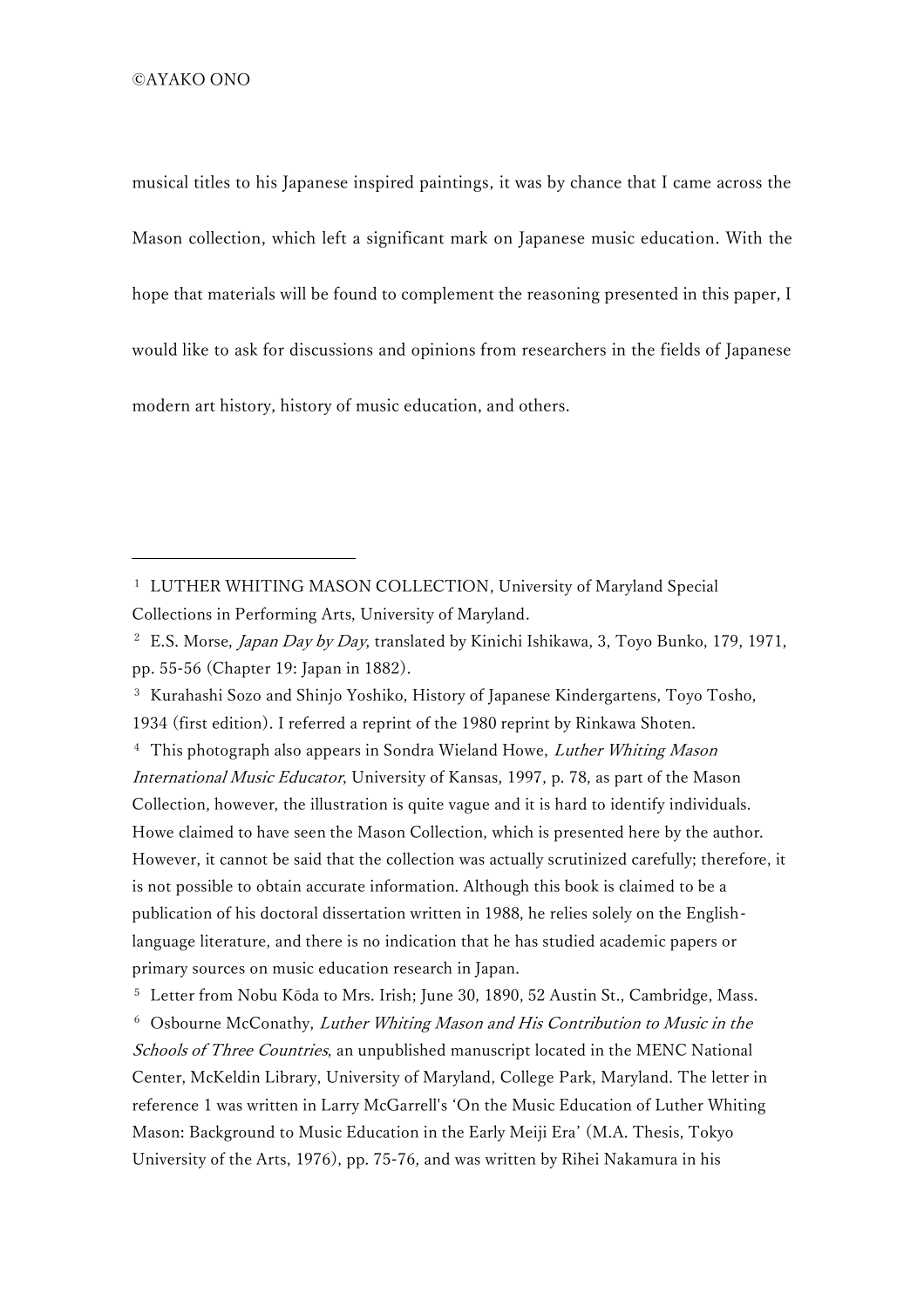musical titles to his Japanese inspired paintings, it was by chance that I came across the Mason collection, which left a significant mark on Japanese music education. With the hope that materials will be found to complement the reasoning presented in this paper, I would like to ask for discussions and opinions from researchers in the fields of Japanese modern art history, history of music education, and others.

---

[1] LUTHER WHITING MASON COLLECTION, University of Maryland Special Collections in Performing Arts, University of Maryland.

[2] E.S. Morse, *Japan Day by Day*, translated by Kinichi Ishikawa, 3, Toyo Bunko, 179, 1971, pp. 55-56 (Chapter 19: Japan in 1882).

[3] Kurahashi Sozo and Shinjo Yoshiko, History of Japanese Kindergartens, Toyo Tosho, 1934 (first edition). I referred a reprint of the 1980 reprint by Rinkawa Shoten.

[4] This photograph also appears in Sondra Wieland Howe, *Luther Whiting Mason International Music Educator*, University of Kansas, 1997, p. 78, as part of the Mason Collection, however, the illustration is quite vague and it is hard to identify individuals. Howe claimed to have seen the Mason Collection, which is presented here by the author. However, it cannot be said that the collection was actually scrutinized carefully; therefore, it is not possible to obtain accurate information. Although this book is claimed to be a publication of his doctoral dissertation written in 1988, he relies solely on the English-language literature, and there is no indication that he has studied academic papers or primary sources on music education research in Japan.

[5] Letter from Nobu Kōda to Mrs. Irish; June 30, 1890, 52 Austin St., Cambridge, Mass.

[6] Osbourne McConathy, *Luther Whiting Mason and His Contribution to Music in the Schools of Three Countries*, an unpublished manuscript located in the MENC National Center, McKeldin Library, University of Maryland, College Park, Maryland. The letter in reference 1 was written in Larry McGarrell's 'On the Music Education of Luther Whiting Mason: Background to Music Education in the Early Meiji Era' (M.A. Thesis, Tokyo University of the Arts, 1976), pp. 75-76, and was written by Rihei Nakamura in his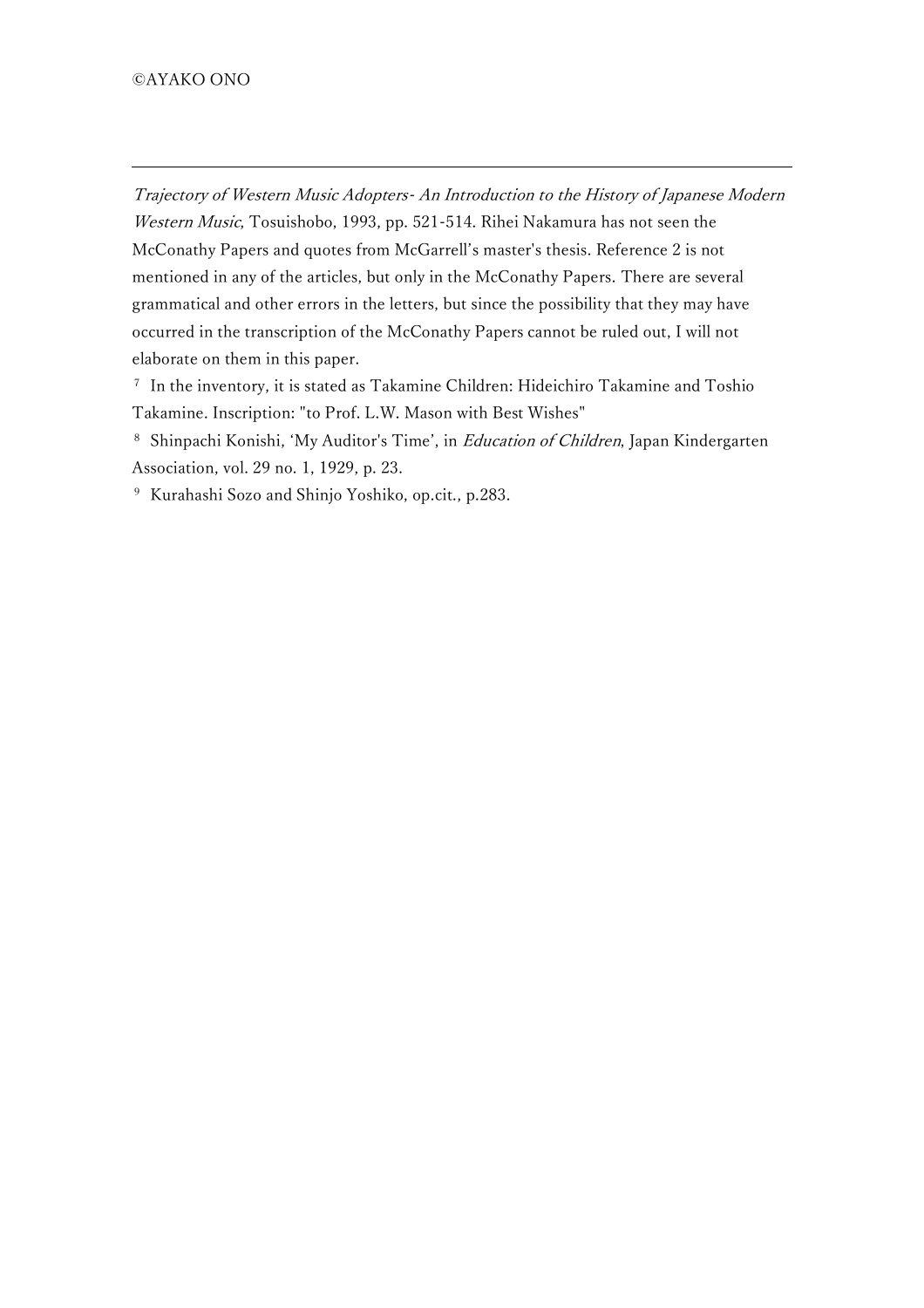*Trajectory of Western Music Adopters- An Introduction to the History of Japanese Modern Western Music*, Tosuishobo, 1993, pp. 521-514. Rihei Nakamura has not seen the McConathy Papers and quotes from McGarrell's master's thesis. Reference 2 is not mentioned in any of the articles, but only in the McConathy Papers. There are several grammatical and other errors in the letters, but since the possibility that they may have occurred in the transcription of the McConathy Papers cannot be ruled out, I will not elaborate on them in this paper.

[7] In the inventory, it is stated as Takamine Children: Hideichiro Takamine and Toshio Takamine. Inscription: "to Prof. L.W. Mason with Best Wishes"

[8] Shinpachi Konishi, 'My Auditor's Time', in *Education of Children*, Japan Kindergarten Association, vol. 29 no. 1, 1929, p. 23.

[9] Kurahashi Sozo and Shinjo Yoshiko, op.cit., p.283.